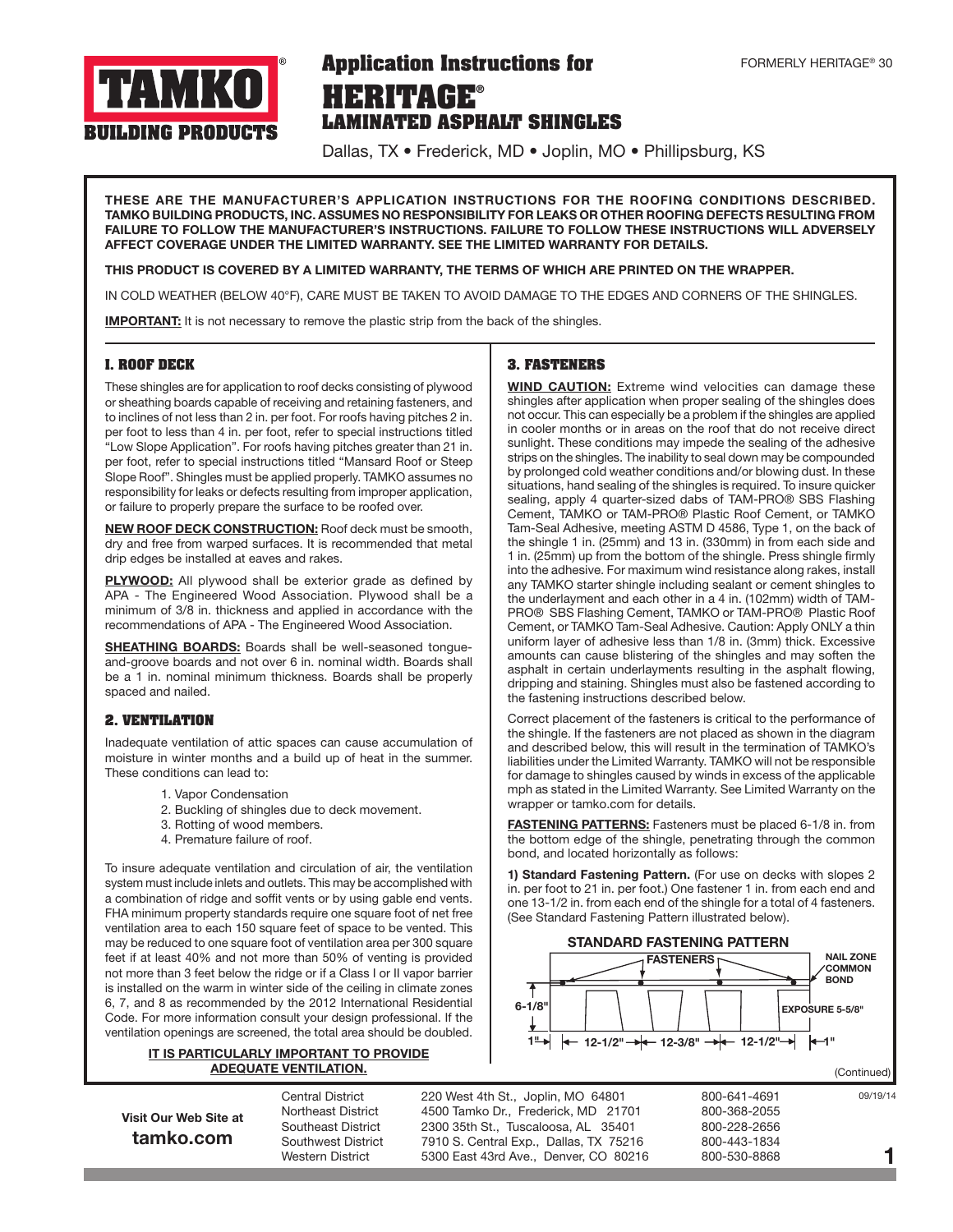# Application Instructions for HERITAGE® LAMINATED ASPHALT SHINGLES

FORMERLY HERITAGE® 30

TAMKO® BUILDING PRODUCTS

Dallas, TX • Frederick, MD • Joplin, MO • Phillipsburg, KS

**THESE ARE THE MANUFACTURER'S APPLICATION INSTRUCTIONS FOR THE ROOFING CONDITIONS DESCRIBED. TAMKO BUILDING PRODUCTS, INC. ASSUMES NO RESPONSIBILITY FOR LEAKS OR OTHER ROOFING DEFECTS RESULTING FROM FAILURE TO FOLLOW THE MANUFACTURER'S INSTRUCTIONS. FAILURE TO FOLLOW THESE INSTRUCTIONS WILL ADVERSELY AFFECT COVERAGE UNDER THE LIMITED WARRANTY. SEE THE LIMITED WARRANTY FOR DETAILS.**

**THIS PRODUCT IS COVERED BY A LIMITED WARRANTY, THE TERMS OF WHICH ARE PRINTED ON THE WRAPPER.**

IN COLD WEATHER (BELOW 40°F), CARE MUST BE TAKEN TO AVOID DAMAGE TO THE EDGES AND CORNERS OF THE SHINGLES.

**IMPORTANT:** It is not necessary to remove the plastic strip from the back of the shingles.

## 1. ROOF DECK

These shingles are for application to roof decks consisting of plywood or sheathing boards capable of receiving and retaining fasteners, and to inclines of not less than 2 in. per foot. For roofs having pitches 2 in. per foot to less than 4 in. per foot, refer to special instructions titled "Low Slope Application". For roofs having pitches greater than 21 in. per foot, refer to special instructions titled "Mansard Roof or Steep Slope Roof". Shingles must be applied properly. TAMKO assumes no responsibility for leaks or defects resulting from improper application, or failure to properly prepare the surface to be roofed over.

**NEW ROOF DECK CONSTRUCTION:** Roof deck must be smooth, dry and free from warped surfaces. It is recommended that metal drip edges be installed at eaves and rakes.

**PLYWOOD:** All plywood shall be exterior grade as defined by APA - The Engineered Wood Association. Plywood shall be a minimum of 3/8 in. thickness and applied in accordance with the recommendations of APA - The Engineered Wood Association.

**SHEATHING BOARDS:** Boards shall be well-seasoned tongue-and-groove boards and not over 6 in. nominal width. Boards shall be a 1 in. nominal minimum thickness. Boards shall be properly spaced and nailed.

## 2. VENTILATION

Inadequate ventilation of attic spaces can cause accumulation of moisture in winter months and a build up of heat in the summer. These conditions can lead to:

1. Vapor Condensation
2. Buckling of shingles due to deck movement.
3. Rotting of wood members.
4. Premature failure of roof.

To insure adequate ventilation and circulation of air, the ventilation system must include inlets and outlets. This may be accomplished with a combination of ridge and soffit vents or by using gable end vents. FHA minimum property standards require one square foot of net free ventilation area to each 150 square feet of space to be vented. This may be reduced to one square foot of ventilation area per 300 square feet if at least 40% and not more than 50% of venting is provided not more than 3 feet below the ridge or if a Class I or II vapor barrier is installed on the warm in winter side of the ceiling in climate zones 6, 7, and 8 as recommended by the 2012 International Residential Code. For more information consult your design professional. If the ventilation openings are screened, the total area should be doubled.

**IT IS PARTICULARLY IMPORTANT TO PROVIDE ADEQUATE VENTILATION.**

## 3. FASTENERS

**WIND CAUTION:** Extreme wind velocities can damage these shingles after application when proper sealing of the shingles does not occur. This can especially be a problem if the shingles are applied in cooler months or in areas on the roof that do not receive direct sunlight. These conditions may impede the sealing of the adhesive strips on the shingles. The inability to seal down may be compounded by prolonged cold weather conditions and/or blowing dust. In these situations, hand sealing of the shingles is required. To insure quicker sealing, apply 4 quarter-sized dabs of TAM-PRO® SBS Flashing Cement, TAMKO or TAM-PRO® Plastic Roof Cement, or TAMKO Tam-Seal Adhesive, meeting ASTM D 4586, Type 1, on the back of the shingle 1 in. (25mm) and 13 in. (330mm) in from each side and 1 in. (25mm) up from the bottom of the shingle. Press shingle firmly into the adhesive. For maximum wind resistance along rakes, install any TAMKO starter shingle including sealant or cement shingles to the underlayment and each other in a 4 in. (102mm) width of TAM-PRO® SBS Flashing Cement, TAMKO or TAM-PRO® Plastic Roof Cement, or TAMKO Tam-Seal Adhesive. Caution: Apply ONLY a thin uniform layer of adhesive less than 1/8 in. (3mm) thick. Excessive amounts can cause blistering of the shingles and may soften the asphalt in certain underlayments resulting in the asphalt flowing, dripping and staining. Shingles must also be fastened according to the fastening instructions described below.

Correct placement of the fasteners is critical to the performance of the shingle. If the fasteners are not placed as shown in the diagram and described below, this will result in the termination of TAMKO's liabilities under the Limited Warranty. TAMKO will not be responsible for damage to shingles caused by winds in excess of the applicable mph as stated in the Limited Warranty. See Limited Warranty on the wrapper or tamko.com for details.

**FASTENING PATTERNS:** Fasteners must be placed 6-1/8 in. from the bottom edge of the shingle, penetrating through the common bond, and located horizontally as follows:

**1) Standard Fastening Pattern.** (For use on decks with slopes 2 in. per foot to 21 in. per foot.) One fastener 1 in. from each end and one 13-1/2 in. from each end of the shingle for a total of 4 fasteners. (See Standard Fastening Pattern illustrated below).

**STANDARD FASTENING PATTERN**

FASTENERS — NAIL ZONE COMMON BOND — 6-1/8" — EXPOSURE 5-5/8" — 1" — 12-1/2" — 12-3/8" — 12-1/2" — 1"

(Continued)

Visit Our Web Site at **tamko.com**

| | | |
|---|---|---|
| Central District | 220 West 4th St., Joplin, MO 64801 | 800-641-4691 |
| Northeast District | 4500 Tamko Dr., Frederick, MD 21701 | 800-368-2055 |
| Southeast District | 2300 35th St., Tuscaloosa, AL 35401 | 800-228-2656 |
| Southwest District | 7910 S. Central Exp., Dallas, TX 75216 | 800-443-1834 |
| Western District | 5300 East 43rd Ave., Denver, CO 80216 | 800-530-8868 |

09/19/14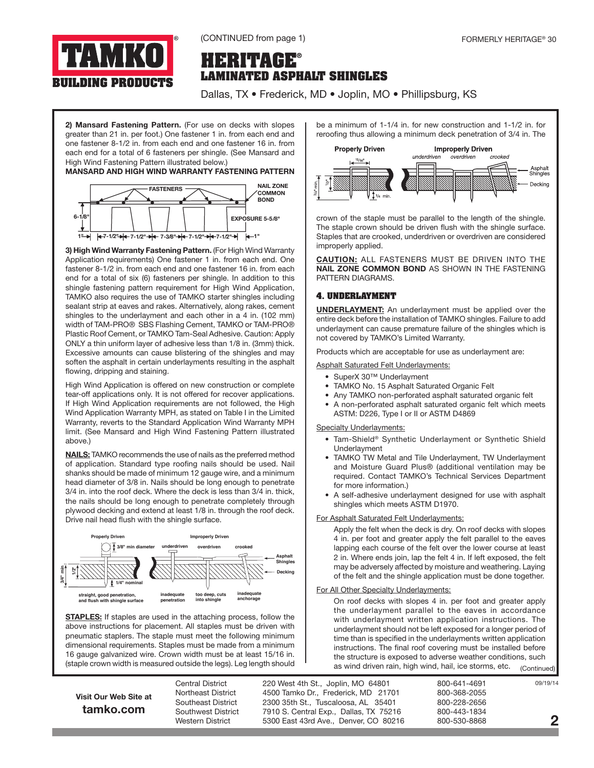(CONTINUED from page 1)

# HERITAGE®
## LAMINATED ASPHALT SHINGLES

Dallas, TX • Frederick, MD • Joplin, MO • Phillipsburg, KS

**2) Mansard Fastening Pattern.** (For use on decks with slopes greater than 21 in. per foot.) One fastener 1 in. from each end and one fastener 8-1/2 in. from each end and one fastener 16 in. from each end for a total of 6 fasteners per shingle. (See Mansard and High Wind Fastening Pattern illustrated below.)

**MANSARD AND HIGH WIND WARRANTY FASTENING PATTERN**

FASTENERS — NAIL ZONE COMMON BOND — 6-1/8" — EXPOSURE 5-5/8" — 1" | 7-1/2" | 7-1/2" | 7-3/8" | 7-1/2" | 7-1/2" | 1"

**3) High Wind Warranty Fastening Pattern.** (For High Wind Warranty Application requirements) One fastener 1 in. from each end. One fastener 8-1/2 in. from each end and one fastener 16 in. from each end for a total of six (6) fasteners per shingle. In addition to this shingle fastening pattern requirement for High Wind Application, TAMKO also requires the use of TAMKO starter shingles including sealant strip at eaves and rakes. Alternatively, along rakes, cement shingles to the underlayment and each other in a 4 in. (102 mm) width of TAM-PRO® SBS Flashing Cement, TAMKO or TAM-PRO® Plastic Roof Cement, or TAMKO Tam-Seal Adhesive. Caution: Apply ONLY a thin uniform layer of adhesive less than 1/8 in. (3mm) thick. Excessive amounts can cause blistering of the shingles and may soften the asphalt in certain underlayments resulting in the asphalt flowing, dripping and staining.

High Wind Application is offered on new construction or complete tear-off applications only. It is not offered for recover applications. If High Wind Application requirements are not followed, the High Wind Application Warranty MPH, as stated on Table I in the Limited Warranty, reverts to the Standard Application Wind Warranty MPH limit. (See Mansard and High Wind Fastening Pattern illustrated above.)

**NAILS:** TAMKO recommends the use of nails as the preferred method of application. Standard type roofing nails should be used. Nail shanks should be made of minimum 12 gauge wire, and a minimum head diameter of 3/8 in. Nails should be long enough to penetrate 3/4 in. into the roof deck. Where the deck is less than 3/4 in. thick, the nails should be long enough to penetrate completely through plywood decking and extend at least 1/8 in. through the roof deck. Drive nail head flush with the shingle surface.

Properly Driven: 3/8" min diameter; 3/4" min; 1/2"; 1/4" nominal — straight, good penetration, and flush with shingle surface
Improperly Driven: underdriven — inadequate penetration; overdriven — too deep, cuts into shingle; crooked — inadequate anchorage
Asphalt Shingles / Decking

**STAPLES:** If staples are used in the attaching process, follow the above instructions for placement. All staples must be driven with pneumatic staplers. The staple must meet the following minimum dimensional requirements. Staples must be made from a minimum 16 gauge galvanized wire. Crown width must be at least 15/16 in. (staple crown width is measured outside the legs). Leg length should be a minimum of 1-1/4 in. for new construction and 1-1/2 in. for reroofing thus allowing a minimum deck penetration of 3/4 in. The crown of the staple must be parallel to the length of the shingle. The staple crown should be driven flush with the shingle surface. Staples that are crooked, underdriven or overdriven are considered improperly applied.

Properly Driven: 15/16"; 3/4" min.; 1/2"; 1/4 min.
Improperly Driven: underdriven, overdriven, crooked
Asphalt Shingles / Decking

**CAUTION:** ALL FASTENERS MUST BE DRIVEN INTO THE **NAIL ZONE COMMON BOND** AS SHOWN IN THE FASTENING PATTERN DIAGRAMS.

## 4. UNDERLAYMENT

**UNDERLAYMENT:** An underlayment must be applied over the entire deck before the installation of TAMKO shingles. Failure to add underlayment can cause premature failure of the shingles which is not covered by TAMKO's Limited Warranty.

Products which are acceptable for use as underlayment are:

Asphalt Saturated Felt Underlayments:

- SuperX 30™ Underlayment
- TAMKO No. 15 Asphalt Saturated Organic Felt
- Any TAMKO non-perforated asphalt saturated organic felt
- A non-perforated asphalt saturated organic felt which meets ASTM: D226, Type I or II or ASTM D4869

Specialty Underlayments:

- Tam-Shield® Synthetic Underlayment or Synthetic Shield Underlayment
- TAMKO TW Metal and Tile Underlayment, TW Underlayment and Moisture Guard Plus® (additional ventilation may be required. Contact TAMKO's Technical Services Department for more information.)
- A self-adhesive underlayment designed for use with asphalt shingles which meets ASTM D1970.

For Asphalt Saturated Felt Underlayments:

Apply the felt when the deck is dry. On roof decks with slopes 4 in. per foot and greater apply the felt parallel to the eaves lapping each course of the felt over the lower course at least 2 in. Where ends join, lap the felt 4 in. If left exposed, the felt may be adversely affected by moisture and weathering. Laying of the felt and the shingle application must be done together.

For All Other Specialty Underlayments:

On roof decks with slopes 4 in. per foot and greater apply the underlayment parallel to the eaves in accordance with underlayment written application instructions. The underlayment should not be left exposed for a longer period of time than is specified in the underlayments written application instructions. The final roof covering must be installed before the structure is exposed to adverse weather conditions, such as wind driven rain, high wind, hail, ice storms, etc.

(Continued)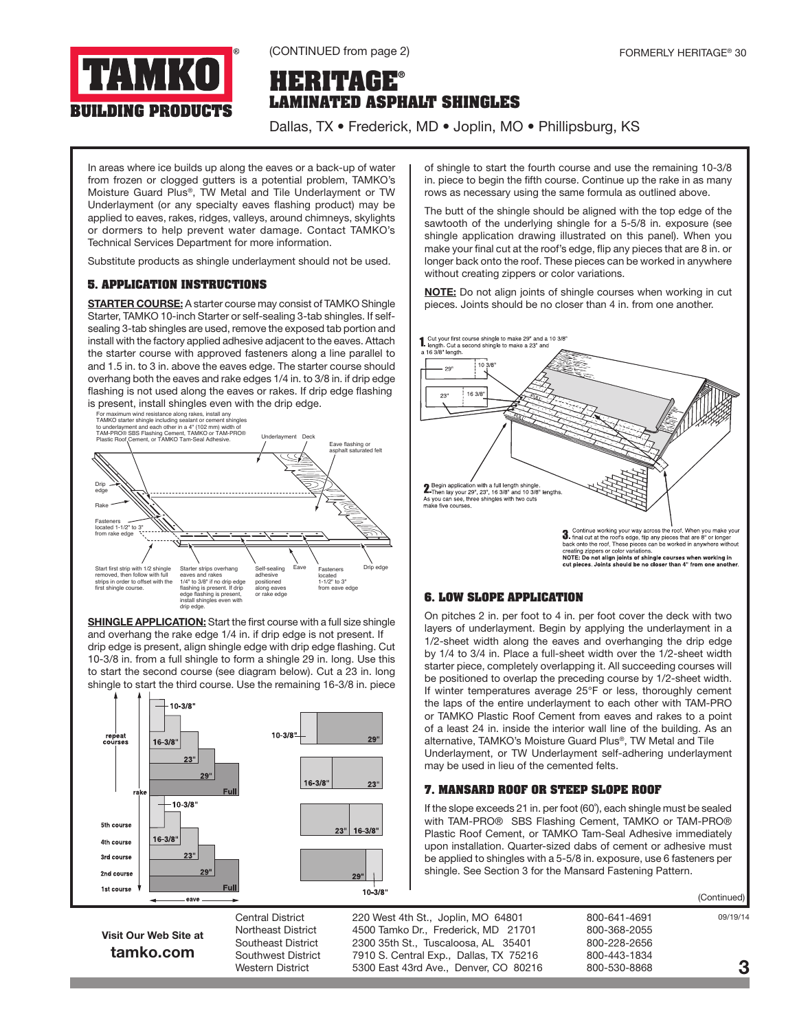(CONTINUED from page 2)

FORMERLY HERITAGE® 30

# HERITAGE®
## LAMINATED ASPHALT SHINGLES

Dallas, TX • Frederick, MD • Joplin, MO • Phillipsburg, KS

In areas where ice builds up along the eaves or a back-up of water from frozen or clogged gutters is a potential problem, TAMKO's Moisture Guard Plus®, TW Metal and Tile Underlayment or TW Underlayment (or any specialty eaves flashing product) may be applied to eaves, rakes, ridges, valleys, around chimneys, skylights or dormers to help prevent water damage. Contact TAMKO's Technical Services Department for more information.

Substitute products as shingle underlayment should not be used.

### 5. APPLICATION INSTRUCTIONS

**STARTER COURSE:** A starter course may consist of TAMKO Shingle Starter, TAMKO 10-inch Starter or self-sealing 3-tab shingles. If self-sealing 3-tab shingles are used, remove the exposed tab portion and install with the factory applied adhesive adjacent to the eaves. Attach the starter course with approved fasteners along a line parallel to and 1.5 in. to 3 in. above the eaves edge. The starter course should overhang both the eaves and rake edges 1/4 in. to 3/8 in. if drip edge flashing is not used along the eaves or rakes. If drip edge flashing is present, install shingles even with the drip edge.

For maximum wind resistance along rakes, install any TAMKO starter shingle including sealant or cement shingles to underlayment and each other in a 4" (102 mm) width of TAM-PRO® SBS Flashing Cement, TAMKO or TAM-PRO® Plastic Roof Cement, or TAMKO Tam-Seal Adhesive.

Underlayment | Deck | Eave flashing or asphalt saturated felt | Drip edge | Rake | Fasteners located 1-1/2" to 3" from rake edge | Start first strip with 1/2 shingle removed, then follow with full strips in order to offset with the first shingle course. | Starter strips overhang eaves and rakes 1/4" to 3/8" if no drip edge flashing is present. If drip edge flashing is present, install shingles even with drip edge. | Self-sealing adhesive positioned along eaves or rake edge | Eave | Fasteners located 1-1/2" to 3" from eave edge | Drip edge

**SHINGLE APPLICATION:** Start the first course with a full size shingle and overhang the rake edge 1/4 in. if drip edge is not present. If drip edge is present, align shingle edge with drip edge flashing. Cut 10-3/8 in. from a full shingle to form a shingle 29 in. long. Use this to start the second course (see diagram below). Cut a 23 in. long shingle to start the third course. Use the remaining 16-3/8 in. piece of shingle to start the fourth course and use the remaining 10-3/8 in. piece to begin the fifth course. Continue up the rake in as many rows as necessary using the same formula as outlined above.

repeat courses | rake | 5th course | 4th course | 3rd course | 2nd course | 1st course | eave | 10-3/8" | 16-3/8" | 23" | 29" | Full | 10-3/8" 29" | 16-3/8" 23" | 23" 16-3/8" | 29" 10-3/8"

The butt of the shingle should be aligned with the top edge of the sawtooth of the underlying shingle for a 5-5/8 in. exposure (see shingle application drawing illustrated on this panel). When you make your final cut at the roof's edge, flip any pieces that are 8 in. or longer back onto the roof. These pieces can be worked in anywhere without creating zippers or color variations.

**NOTE:** Do not align joints of shingle courses when working in cut pieces. Joints should be no closer than 4 in. from one another.

1. Cut your first course shingle to make 29" and a 10 3/8" length. Cut a second shingle to make a 23" and a 16 3/8" length.

2. Begin application with a full length shingle. Then lay your 29", 23", 16 3/8" and 10 3/8" lengths. As you can see, three shingles with two cuts make five courses.

3. Continue working your way across the roof. When you make your final cut at the roof's edge, flip any pieces that are 8" or longer back onto the roof. These pieces can be worked in anywhere without creating zippers or color variations.
**NOTE: Do not align joints of shingle courses when working in cut pieces. Joints should be no closer than 4" from one another.**

### 6. LOW SLOPE APPLICATION

On pitches 2 in. per foot to 4 in. per foot cover the deck with two layers of underlayment. Begin by applying the underlayment in a 1/2-sheet width along the eaves and overhanging the drip edge by 1/4 to 3/4 in. Place a full-sheet width over the 1/2-sheet width starter piece, completely overlapping it. All succeeding courses will be positioned to overlap the preceding course by 1/2-sheet width. If winter temperatures average 25°F or less, thoroughly cement the laps of the entire underlayment to each other with TAM-PRO or TAMKO Plastic Roof Cement from eaves and rakes to a point of a least 24 in. inside the interior wall line of the building. As an alternative, TAMKO's Moisture Guard Plus®, TW Metal and Tile Underlayment, or TW Underlayment self-adhering underlayment may be used in lieu of the cemented felts.

### 7. MANSARD ROOF OR STEEP SLOPE ROOF

If the slope exceeds 21 in. per foot (60°), each shingle must be sealed with TAM-PRO® SBS Flashing Cement, TAMKO or TAM-PRO® Plastic Roof Cement, or TAMKO Tam-Seal Adhesive immediately upon installation. Quarter-sized dabs of cement or adhesive must be applied to shingles with a 5-5/8 in. exposure, use 6 fasteners per shingle. See Section 3 for the Mansard Fastening Pattern.

(Continued)

**Visit Our Web Site at tamko.com**

| | | |
|---|---|---|
| Central District | 220 West 4th St., Joplin, MO 64801 | 800-641-4691 |
| Northeast District | 4500 Tamko Dr., Frederick, MD 21701 | 800-368-2055 |
| Southeast District | 2300 35th St., Tuscaloosa, AL 35401 | 800-228-2656 |
| Southwest District | 7910 S. Central Exp., Dallas, TX 75216 | 800-443-1834 |
| Western District | 5300 East 43rd Ave., Denver, CO 80216 | 800-530-8868 |

09/19/14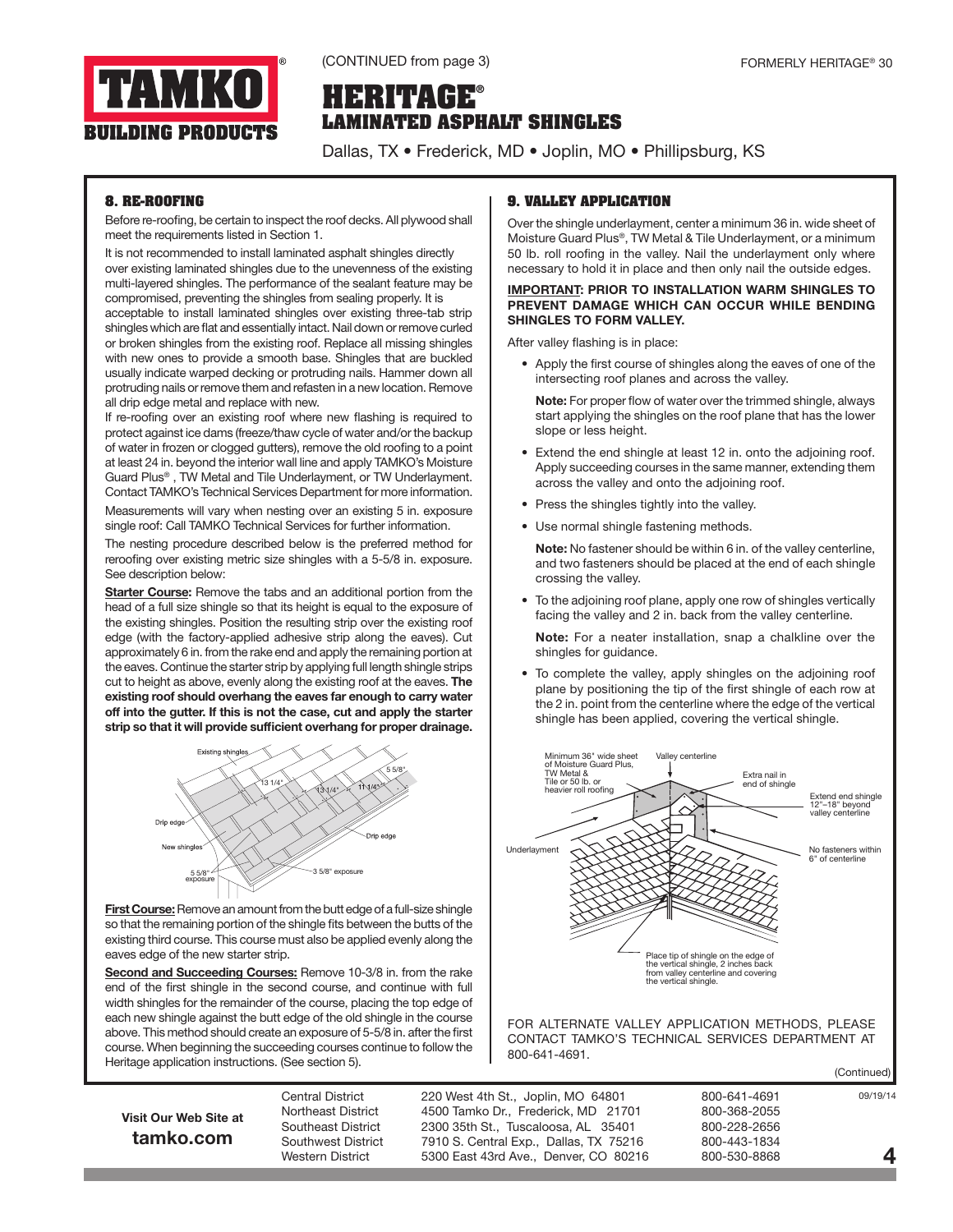(CONTINUED from page 3)

FORMERLY HERITAGE® 30

# HERITAGE®
## LAMINATED ASPHALT SHINGLES

Dallas, TX • Frederick, MD • Joplin, MO • Phillipsburg, KS

### 8. RE-ROOFING

Before re-roofing, be certain to inspect the roof decks. All plywood shall meet the requirements listed in Section 1.

It is not recommended to install laminated asphalt shingles directly over existing laminated shingles due to the unevenness of the existing multi-layered shingles. The performance of the sealant feature may be compromised, preventing the shingles from sealing properly. It is acceptable to install laminated shingles over existing three-tab strip shingles which are flat and essentially intact. Nail down or remove curled or broken shingles from the existing roof. Replace all missing shingles with new ones to provide a smooth base. Shingles that are buckled usually indicate warped decking or protruding nails. Hammer down all protruding nails or remove them and refasten in a new location. Remove all drip edge metal and replace with new.

If re-roofing over an existing roof where new flashing is required to protect against ice dams (freeze/thaw cycle of water and/or the backup of water in frozen or clogged gutters), remove the old roofing to a point at least 24 in. beyond the interior wall line and apply TAMKO's Moisture Guard Plus®, TW Metal and Tile Underlayment, or TW Underlayment. Contact TAMKO's Technical Services Department for more information.

Measurements will vary when nesting over an existing 5 in. exposure single roof: Call TAMKO Technical Services for further information.

The nesting procedure described below is the preferred method for reroofing over existing metric size shingles with a 5-5/8 in. exposure. See description below:

**Starter Course:** Remove the tabs and an additional portion from the head of a full size shingle so that its height is equal to the exposure of the existing shingles. Position the resulting strip over the existing roof edge (with the factory-applied adhesive strip along the eaves). Cut approximately 6 in. from the rake end and apply the remaining portion at the eaves. Continue the starter strip by applying full length shingle strips cut to height as above, evenly along the existing roof at the eaves. **The existing roof should overhang the eaves far enough to carry water off into the gutter. If this is not the case, cut and apply the starter strip so that it will provide sufficient overhang for proper drainage.**

**First Course:** Remove an amount from the butt edge of a full-size shingle so that the remaining portion of the shingle fits between the butts of the existing third course. This course must also be applied evenly along the eaves edge of the new starter strip.

**Second and Succeeding Courses:** Remove 10-3/8 in. from the rake end of the first shingle in the second course, and continue with full width shingles for the remainder of the course, placing the top edge of each new shingle against the butt edge of the old shingle in the course above. This method should create an exposure of 5-5/8 in. after the first course. When beginning the succeeding courses continue to follow the Heritage application instructions. (See section 5).

### 9. VALLEY APPLICATION

Over the shingle underlayment, center a minimum 36 in. wide sheet of Moisture Guard Plus®, TW Metal & Tile Underlayment, or a minimum 50 lb. roll roofing in the valley. Nail the underlayment only where necessary to hold it in place and then only nail the outside edges.

**IMPORTANT: PRIOR TO INSTALLATION WARM SHINGLES TO PREVENT DAMAGE WHICH CAN OCCUR WHILE BENDING SHINGLES TO FORM VALLEY.**

After valley flashing is in place:

- Apply the first course of shingles along the eaves of one of the intersecting roof planes and across the valley.

  **Note:** For proper flow of water over the trimmed shingle, always start applying the shingles on the roof plane that has the lower slope or less height.

- Extend the end shingle at least 12 in. onto the adjoining roof. Apply succeeding courses in the same manner, extending them across the valley and onto the adjoining roof.
- Press the shingles tightly into the valley.
- Use normal shingle fastening methods.

  **Note:** No fastener should be within 6 in. of the valley centerline, and two fasteners should be placed at the end of each shingle crossing the valley.

- To the adjoining roof plane, apply one row of shingles vertically facing the valley and 2 in. back from the valley centerline.

  **Note:** For a neater installation, snap a chalkline over the shingles for guidance.

- To complete the valley, apply shingles on the adjoining roof plane by positioning the tip of the first shingle of each row at the 2 in. point from the centerline where the edge of the vertical shingle has been applied, covering the vertical shingle.

FOR ALTERNATE VALLEY APPLICATION METHODS, PLEASE CONTACT TAMKO'S TECHNICAL SERVICES DEPARTMENT AT 800-641-4691.

(Continued)

**Visit Our Web Site at tamko.com**

| | | |
|---|---|---|
| Central District | 220 West 4th St., Joplin, MO 64801 | 800-641-4691 |
| Northeast District | 4500 Tamko Dr., Frederick, MD 21701 | 800-368-2055 |
| Southeast District | 2300 35th St., Tuscaloosa, AL 35401 | 800-228-2656 |
| Southwest District | 7910 S. Central Exp., Dallas, TX 75216 | 800-443-1834 |
| Western District | 5300 East 43rd Ave., Denver, CO 80216 | 800-530-8868 |

09/19/14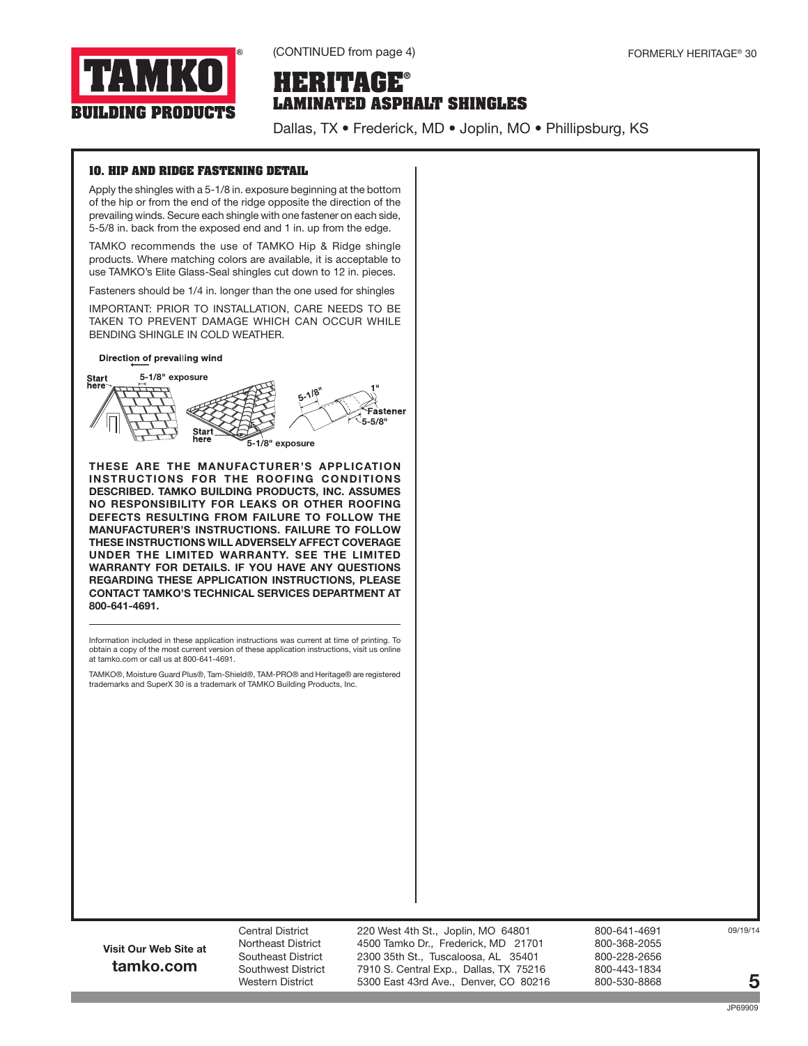(CONTINUED from page 4)

# HERITAGE®
## LAMINATED ASPHALT SHINGLES

Dallas, TX • Frederick, MD • Joplin, MO • Phillipsburg, KS

### 10. HIP AND RIDGE FASTENING DETAIL

Apply the shingles with a 5-1/8 in. exposure beginning at the bottom of the hip or from the end of the ridge opposite the direction of the prevailing winds. Secure each shingle with one fastener on each side, 5-5/8 in. back from the exposed end and 1 in. up from the edge.

TAMKO recommends the use of TAMKO Hip & Ridge shingle products. Where matching colors are available, it is acceptable to use TAMKO's Elite Glass-Seal shingles cut down to 12 in. pieces.

Fasteners should be 1/4 in. longer than the one used for shingles

IMPORTANT: PRIOR TO INSTALLATION, CARE NEEDS TO BE TAKEN TO PREVENT DAMAGE WHICH CAN OCCUR WHILE BENDING SHINGLE IN COLD WEATHER.

Direction of prevailing wind

Start here

5-1/8" exposure

Start here

5-1/8" exposure

5-1/8"

1"

Fastener

5-5/8"

**THESE ARE THE MANUFACTURER'S APPLICATION INSTRUCTIONS FOR THE ROOFING CONDITIONS DESCRIBED. TAMKO BUILDING PRODUCTS, INC. ASSUMES NO RESPONSIBILITY FOR LEAKS OR OTHER ROOFING DEFECTS RESULTING FROM FAILURE TO FOLLOW THE MANUFACTURER'S INSTRUCTIONS. FAILURE TO FOLLOW THESE INSTRUCTIONS WILL ADVERSELY AFFECT COVERAGE UNDER THE LIMITED WARRANTY. SEE THE LIMITED WARRANTY FOR DETAILS. IF YOU HAVE ANY QUESTIONS REGARDING THESE APPLICATION INSTRUCTIONS, PLEASE CONTACT TAMKO'S TECHNICAL SERVICES DEPARTMENT AT 800-641-4691.**

---

Information included in these application instructions was current at time of printing. To obtain a copy of the most current version of these application instructions, visit us online at tamko.com or call us at 800-641-4691.

TAMKO®, Moisture Guard Plus®, Tam-Shield®, TAM-PRO® and Heritage® are registered trademarks and SuperX 30 is a trademark of TAMKO Building Products, Inc.

**Visit Our Web Site at tamko.com**

| | | |
|---|---|---|
| Central District | 220 West 4th St., Joplin, MO 64801 | 800-641-4691 |
| Northeast District | 4500 Tamko Dr., Frederick, MD 21701 | 800-368-2055 |
| Southeast District | 2300 35th St., Tuscaloosa, AL 35401 | 800-228-2656 |
| Southwest District | 7910 S. Central Exp., Dallas, TX 75216 | 800-443-1834 |
| Western District | 5300 East 43rd Ave., Denver, CO 80216 | 800-530-8868 |

09/19/14

JP69909